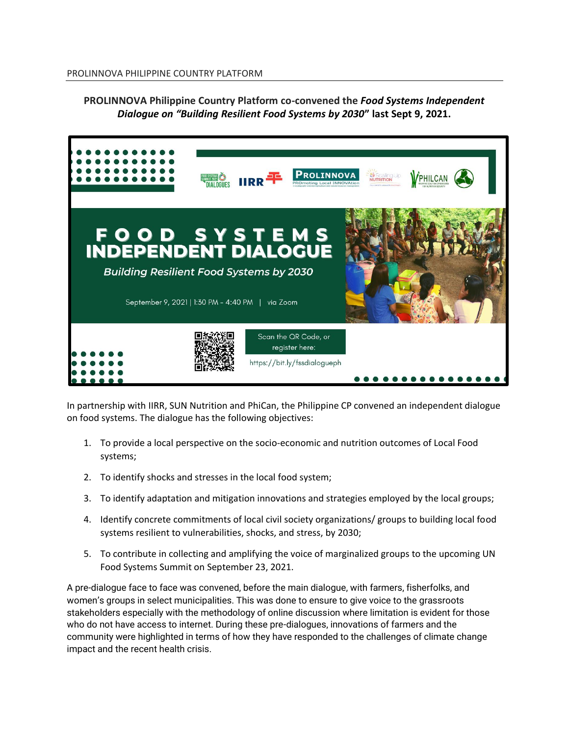PROLINNOVA PHILIPPINE COUNTRY PLATFORM

**PROLINNOVA Philippine Country Platform co-convened the *Food Systems Independent Dialogue on "Building Resilient Food Systems by 2030*" last Sept 9, 2021.**

FOOD SYSTEMS INDEPENDENT DIALOGUE

*Building Resilient Food Systems by 2030*

September 9, 2021 | 1:30 PM - 4:40 PM | via Zoom

Scan the QR Code, or register here:

https://bit.ly/fssdialogueph

In partnership with IIRR, SUN Nutrition and PhiCan, the Philippine CP convened an independent dialogue on food systems. The dialogue has the following objectives:

1. To provide a local perspective on the socio-economic and nutrition outcomes of Local Food systems;
2. To identify shocks and stresses in the local food system;
3. To identify adaptation and mitigation innovations and strategies employed by the local groups;
4. Identify concrete commitments of local civil society organizations/ groups to building local food systems resilient to vulnerabilities, shocks, and stress, by 2030;
5. To contribute in collecting and amplifying the voice of marginalized groups to the upcoming UN Food Systems Summit on September 23, 2021.

A pre-dialogue face to face was convened, before the main dialogue, with farmers, fisherfolks, and women's groups in select municipalities. This was done to ensure to give voice to the grassroots stakeholders especially with the methodology of online discussion where limitation is evident for those who do not have access to internet. During these pre-dialogues, innovations of farmers and the community were highlighted in terms of how they have responded to the challenges of climate change impact and the recent health crisis.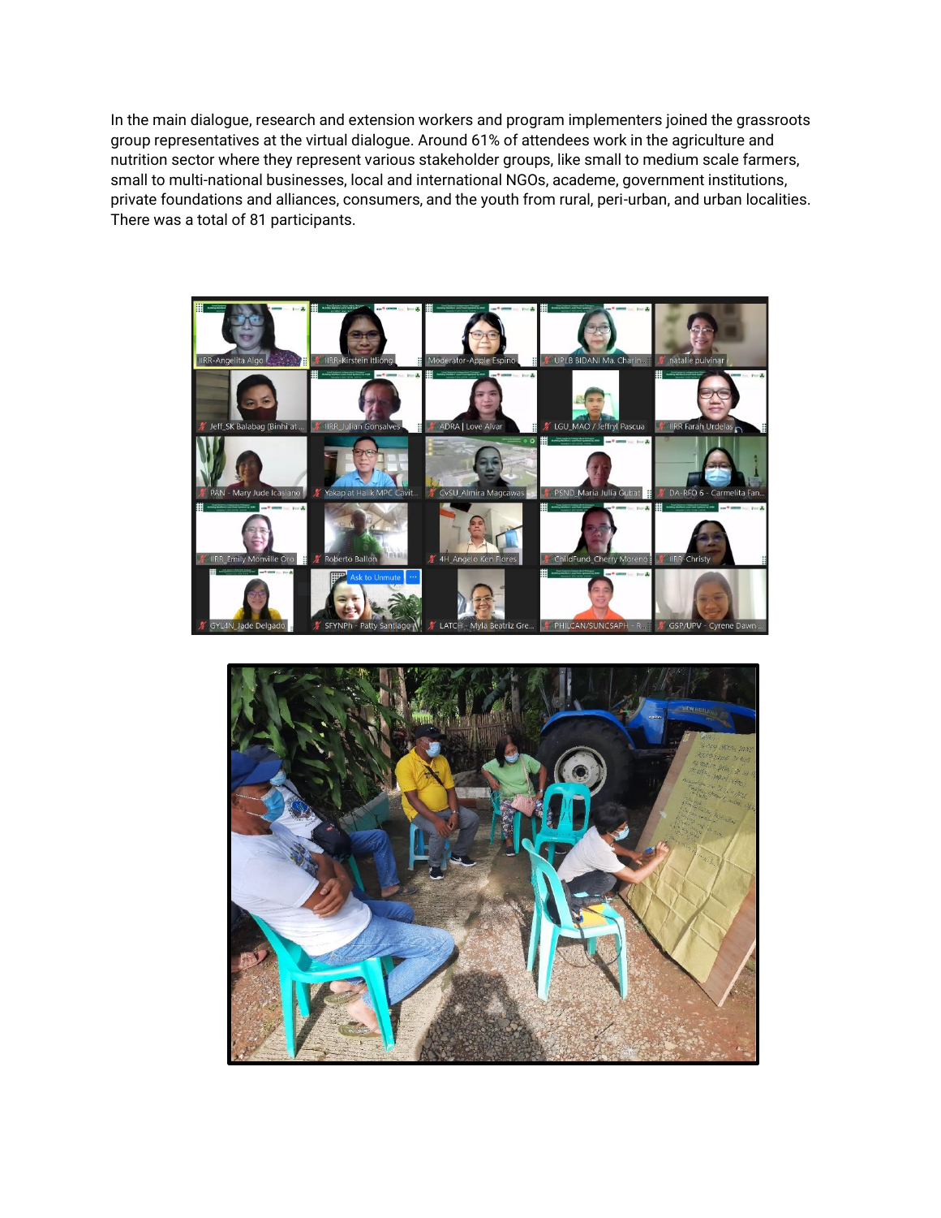In the main dialogue, research and extension workers and program implementers joined the grassroots group representatives at the virtual dialogue. Around 61% of attendees work in the agriculture and nutrition sector where they represent various stakeholder groups, like small to medium scale farmers, small to multi-national businesses, local and international NGOs, academe, government institutions, private foundations and alliances, consumers, and the youth from rural, peri-urban, and urban localities. There was a total of 81 participants.